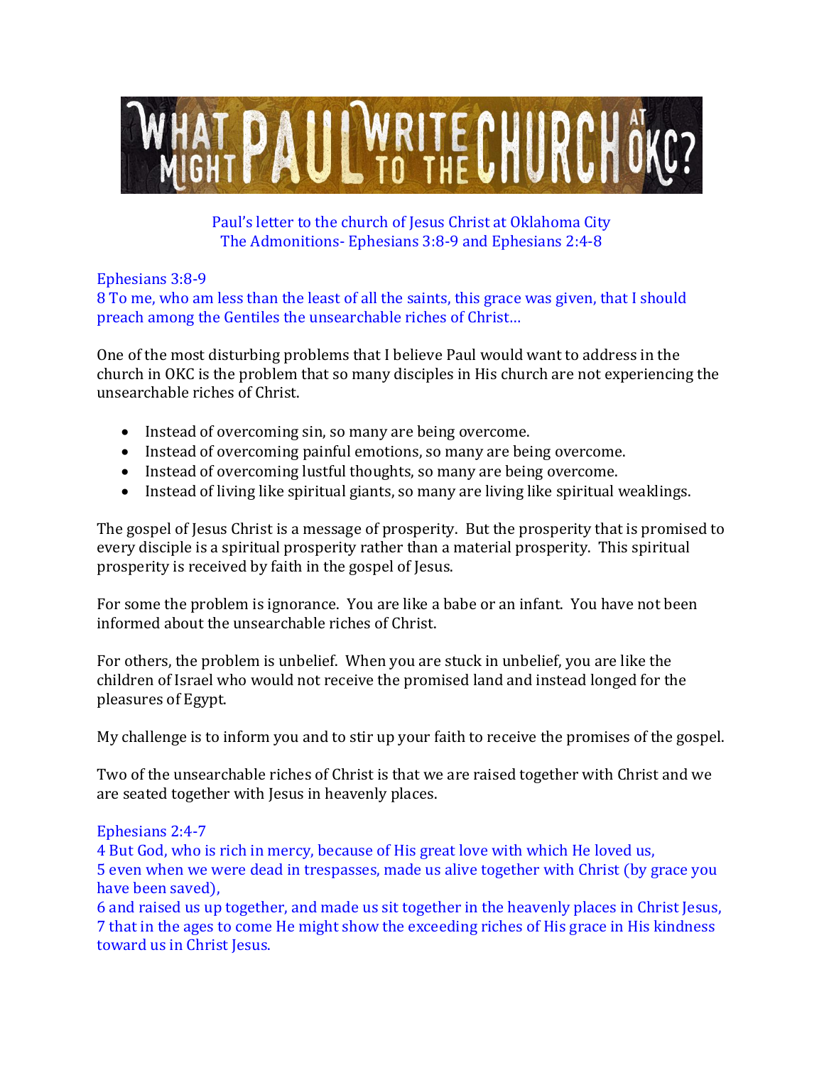# WHAT MIGHT PAUL WRITE TO THE CHURCH AT OKC?

Paul's letter to the church of Jesus Christ at Oklahoma City
The Admonitions- Ephesians 3:8-9 and Ephesians 2:4-8

Ephesians 3:8-9
8 To me, who am less than the least of all the saints, this grace was given, that I should preach among the Gentiles the unsearchable riches of Christ…

One of the most disturbing problems that I believe Paul would want to address in the church in OKC is the problem that so many disciples in His church are not experiencing the unsearchable riches of Christ.

- Instead of overcoming sin, so many are being overcome.
- Instead of overcoming painful emotions, so many are being overcome.
- Instead of overcoming lustful thoughts, so many are being overcome.
- Instead of living like spiritual giants, so many are living like spiritual weaklings.

The gospel of Jesus Christ is a message of prosperity. But the prosperity that is promised to every disciple is a spiritual prosperity rather than a material prosperity. This spiritual prosperity is received by faith in the gospel of Jesus.

For some the problem is ignorance. You are like a babe or an infant. You have not been informed about the unsearchable riches of Christ.

For others, the problem is unbelief. When you are stuck in unbelief, you are like the children of Israel who would not receive the promised land and instead longed for the pleasures of Egypt.

My challenge is to inform you and to stir up your faith to receive the promises of the gospel.

Two of the unsearchable riches of Christ is that we are raised together with Christ and we are seated together with Jesus in heavenly places.

Ephesians 2:4-7
4 But God, who is rich in mercy, because of His great love with which He loved us,
5 even when we were dead in trespasses, made us alive together with Christ (by grace you have been saved),
6 and raised us up together, and made us sit together in the heavenly places in Christ Jesus,
7 that in the ages to come He might show the exceeding riches of His grace in His kindness toward us in Christ Jesus.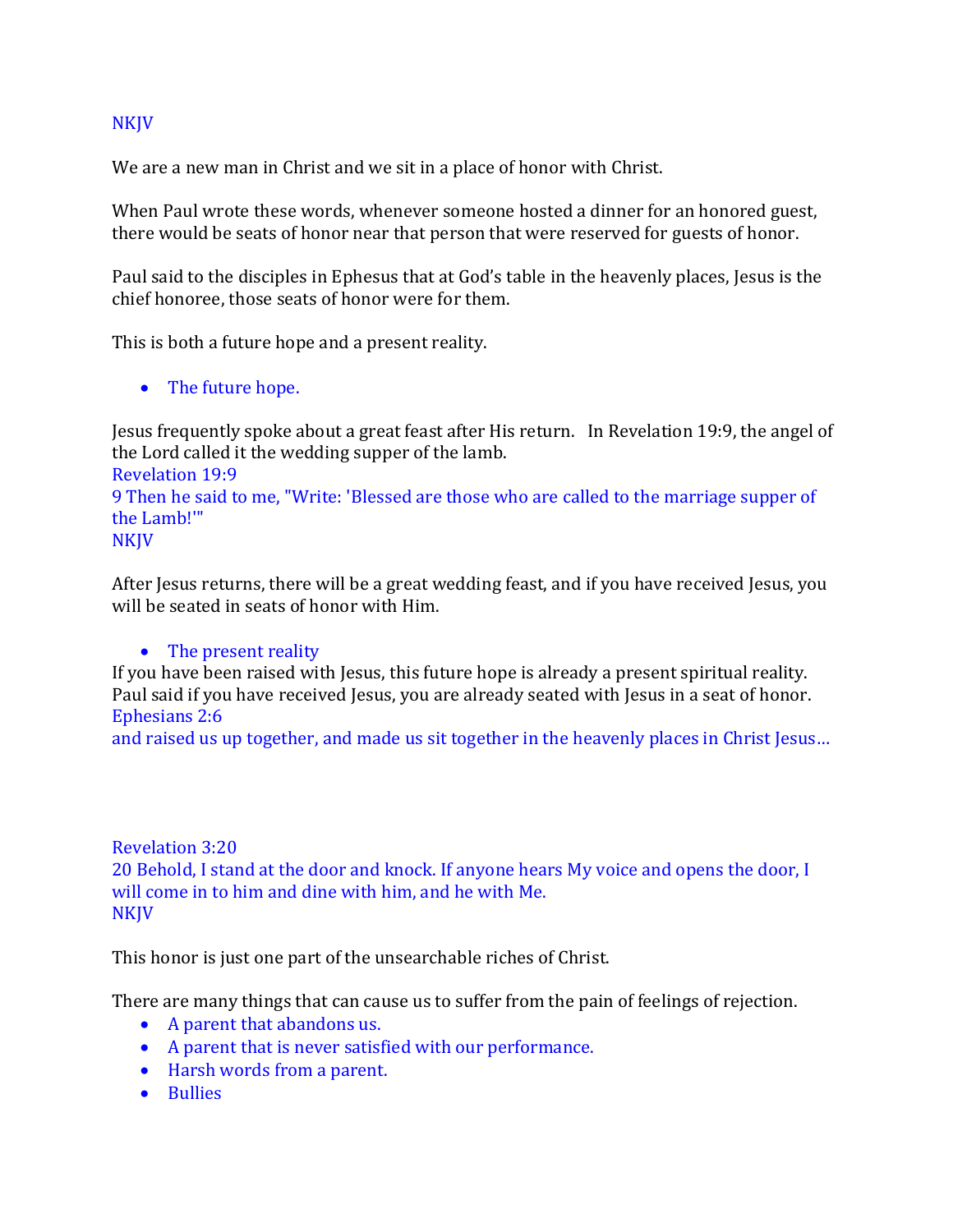NKJV

We are a new man in Christ and we sit in a place of honor with Christ.

When Paul wrote these words, whenever someone hosted a dinner for an honored guest, there would be seats of honor near that person that were reserved for guests of honor.

Paul said to the disciples in Ephesus that at God's table in the heavenly places, Jesus is the chief honoree, those seats of honor were for them.

This is both a future hope and a present reality.

- The future hope.

Jesus frequently spoke about a great feast after His return. In Revelation 19:9, the angel of the Lord called it the wedding supper of the lamb.
Revelation 19:9
9 Then he said to me, "Write: 'Blessed are those who are called to the marriage supper of the Lamb!'"
NKJV

After Jesus returns, there will be a great wedding feast, and if you have received Jesus, you will be seated in seats of honor with Him.

- The present reality

If you have been raised with Jesus, this future hope is already a present spiritual reality. Paul said if you have received Jesus, you are already seated with Jesus in a seat of honor.
Ephesians 2:6
and raised us up together, and made us sit together in the heavenly places in Christ Jesus…

Revelation 3:20
20 Behold, I stand at the door and knock. If anyone hears My voice and opens the door, I will come in to him and dine with him, and he with Me.
NKJV

This honor is just one part of the unsearchable riches of Christ.

There are many things that can cause us to suffer from the pain of feelings of rejection.

- A parent that abandons us.
- A parent that is never satisfied with our performance.
- Harsh words from a parent.
- Bullies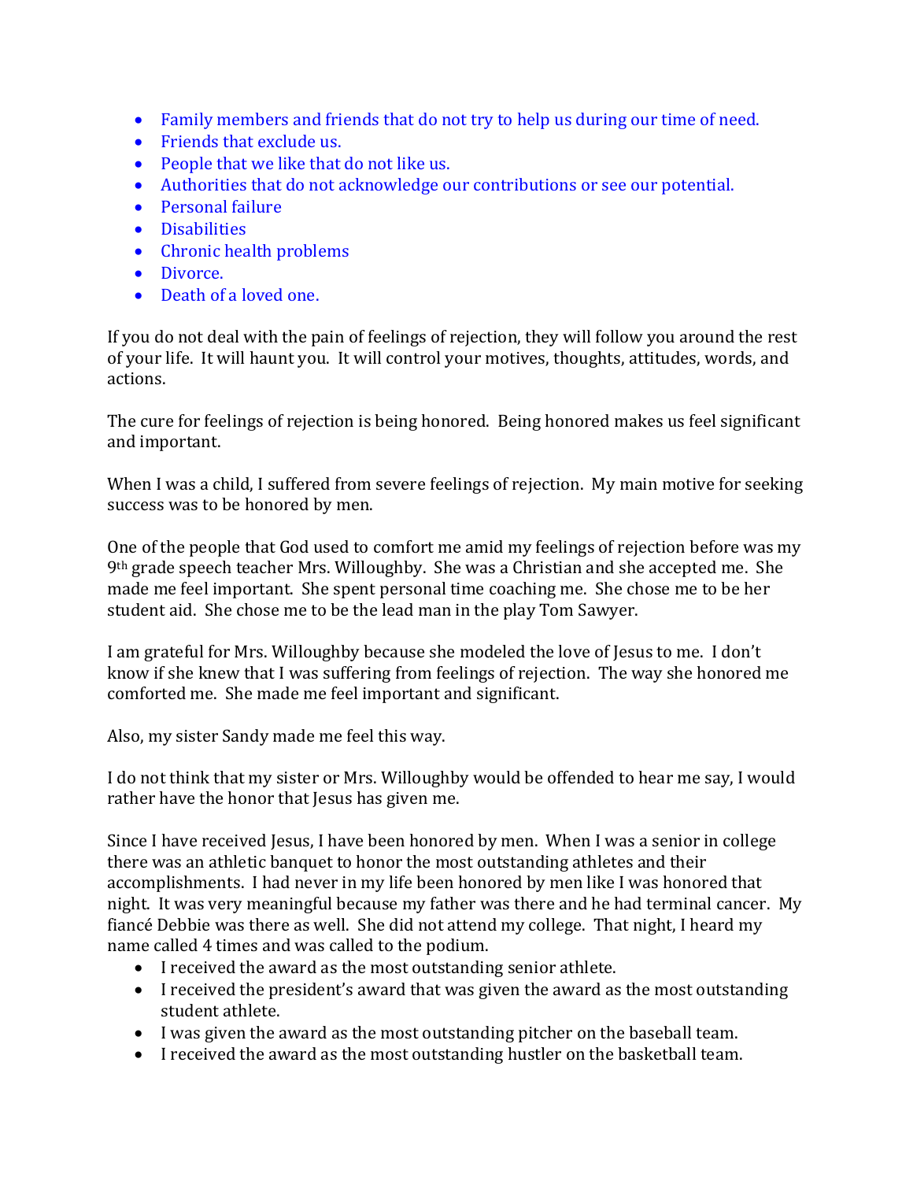- Family members and friends that do not try to help us during our time of need.
- Friends that exclude us.
- People that we like that do not like us.
- Authorities that do not acknowledge our contributions or see our potential.
- Personal failure
- Disabilities
- Chronic health problems
- Divorce.
- Death of a loved one.

If you do not deal with the pain of feelings of rejection, they will follow you around the rest of your life. It will haunt you. It will control your motives, thoughts, attitudes, words, and actions.

The cure for feelings of rejection is being honored. Being honored makes us feel significant and important.

When I was a child, I suffered from severe feelings of rejection. My main motive for seeking success was to be honored by men.

One of the people that God used to comfort me amid my feelings of rejection before was my 9th grade speech teacher Mrs. Willoughby. She was a Christian and she accepted me. She made me feel important. She spent personal time coaching me. She chose me to be her student aid. She chose me to be the lead man in the play Tom Sawyer.

I am grateful for Mrs. Willoughby because she modeled the love of Jesus to me. I don't know if she knew that I was suffering from feelings of rejection. The way she honored me comforted me. She made me feel important and significant.

Also, my sister Sandy made me feel this way.

I do not think that my sister or Mrs. Willoughby would be offended to hear me say, I would rather have the honor that Jesus has given me.

Since I have received Jesus, I have been honored by men. When I was a senior in college there was an athletic banquet to honor the most outstanding athletes and their accomplishments. I had never in my life been honored by men like I was honored that night. It was very meaningful because my father was there and he had terminal cancer. My fiancé Debbie was there as well. She did not attend my college. That night, I heard my name called 4 times and was called to the podium.

- I received the award as the most outstanding senior athlete.
- I received the president's award that was given the award as the most outstanding student athlete.
- I was given the award as the most outstanding pitcher on the baseball team.
- I received the award as the most outstanding hustler on the basketball team.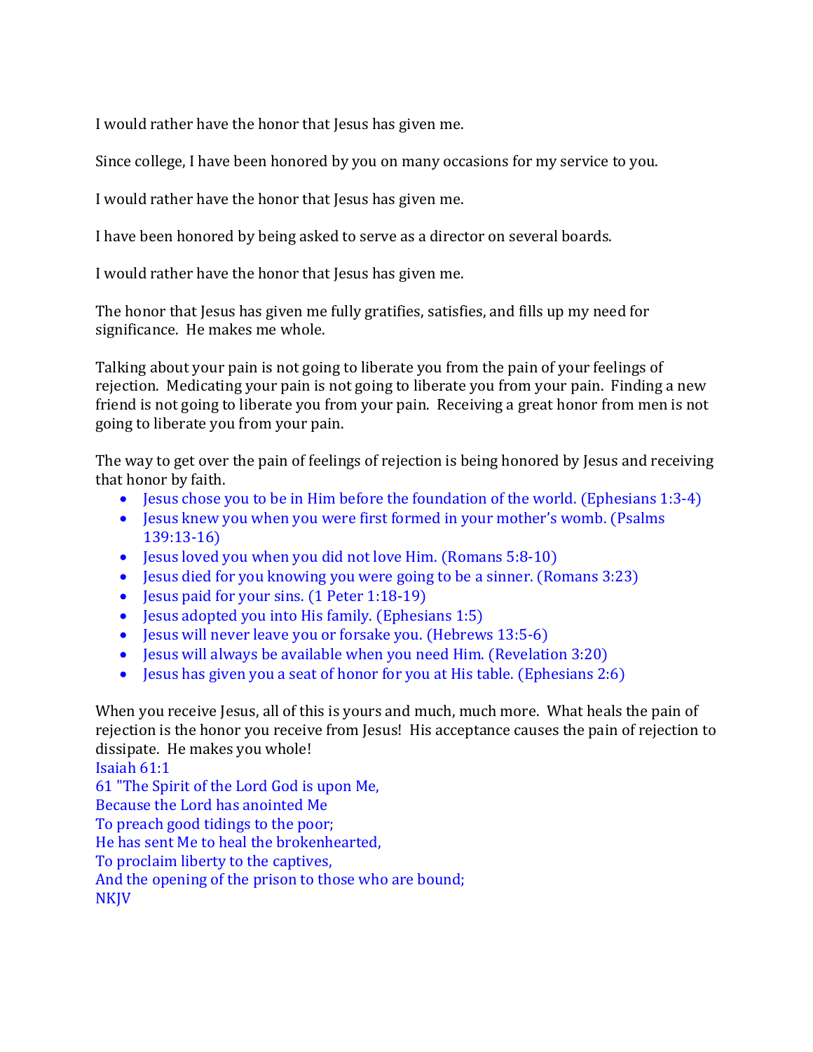I would rather have the honor that Jesus has given me.

Since college, I have been honored by you on many occasions for my service to you.

I would rather have the honor that Jesus has given me.

I have been honored by being asked to serve as a director on several boards.

I would rather have the honor that Jesus has given me.

The honor that Jesus has given me fully gratifies, satisfies, and fills up my need for significance. He makes me whole.

Talking about your pain is not going to liberate you from the pain of your feelings of rejection. Medicating your pain is not going to liberate you from your pain. Finding a new friend is not going to liberate you from your pain. Receiving a great honor from men is not going to liberate you from your pain.

The way to get over the pain of feelings of rejection is being honored by Jesus and receiving that honor by faith.

- Jesus chose you to be in Him before the foundation of the world. (Ephesians 1:3-4)
- Jesus knew you when you were first formed in your mother's womb. (Psalms 139:13-16)
- Jesus loved you when you did not love Him. (Romans 5:8-10)
- Jesus died for you knowing you were going to be a sinner. (Romans 3:23)
- Jesus paid for your sins. (1 Peter 1:18-19)
- Jesus adopted you into His family. (Ephesians 1:5)
- Jesus will never leave you or forsake you. (Hebrews 13:5-6)
- Jesus will always be available when you need Him. (Revelation 3:20)
- Jesus has given you a seat of honor for you at His table. (Ephesians 2:6)

When you receive Jesus, all of this is yours and much, much more. What heals the pain of rejection is the honor you receive from Jesus! His acceptance causes the pain of rejection to dissipate. He makes you whole!

Isaiah 61:1
61 "The Spirit of the Lord God is upon Me,
Because the Lord has anointed Me
To preach good tidings to the poor;
He has sent Me to heal the brokenhearted,
To proclaim liberty to the captives,
And the opening of the prison to those who are bound;
NKJV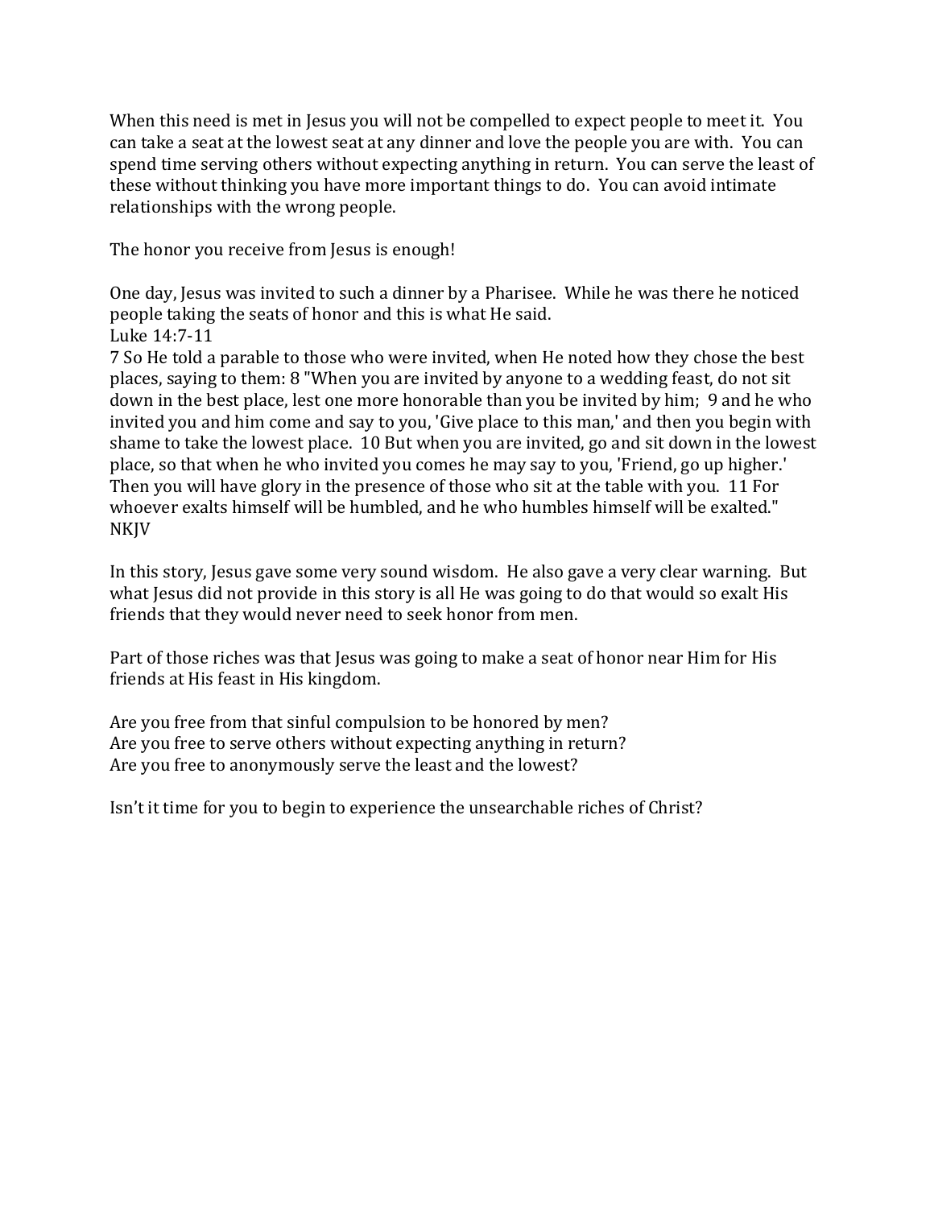When this need is met in Jesus you will not be compelled to expect people to meet it. You can take a seat at the lowest seat at any dinner and love the people you are with. You can spend time serving others without expecting anything in return. You can serve the least of these without thinking you have more important things to do. You can avoid intimate relationships with the wrong people.

The honor you receive from Jesus is enough!

One day, Jesus was invited to such a dinner by a Pharisee. While he was there he noticed people taking the seats of honor and this is what He said.
Luke 14:7-11
7 So He told a parable to those who were invited, when He noted how they chose the best places, saying to them: 8 "When you are invited by anyone to a wedding feast, do not sit down in the best place, lest one more honorable than you be invited by him; 9 and he who invited you and him come and say to you, 'Give place to this man,' and then you begin with shame to take the lowest place. 10 But when you are invited, go and sit down in the lowest place, so that when he who invited you comes he may say to you, 'Friend, go up higher.' Then you will have glory in the presence of those who sit at the table with you. 11 For whoever exalts himself will be humbled, and he who humbles himself will be exalted."
NKJV

In this story, Jesus gave some very sound wisdom. He also gave a very clear warning. But what Jesus did not provide in this story is all He was going to do that would so exalt His friends that they would never need to seek honor from men.

Part of those riches was that Jesus was going to make a seat of honor near Him for His friends at His feast in His kingdom.

Are you free from that sinful compulsion to be honored by men?
Are you free to serve others without expecting anything in return?
Are you free to anonymously serve the least and the lowest?

Isn't it time for you to begin to experience the unsearchable riches of Christ?